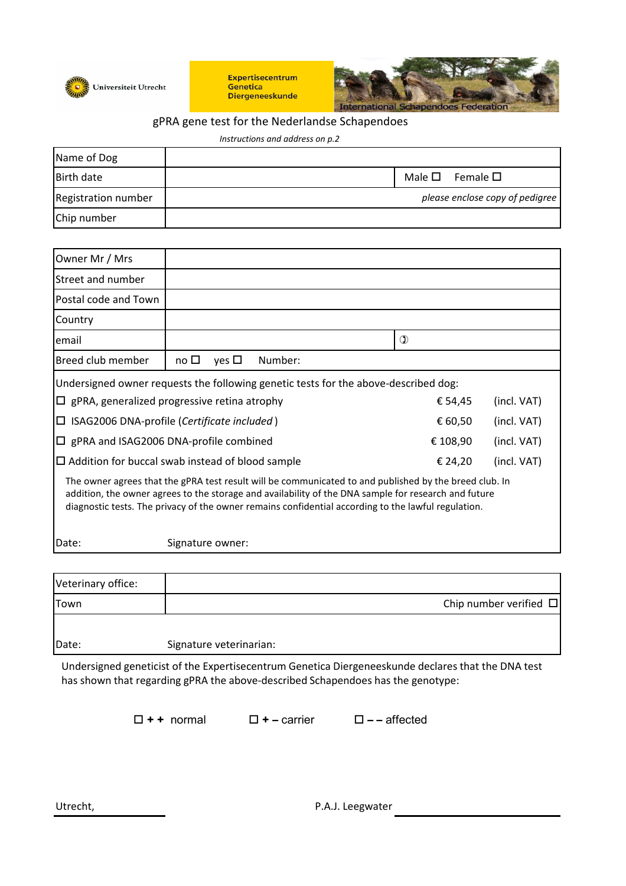Universiteit Utrecht

**Expertisecentrum Genetica Diergeneeskunde**

International Schapendoes Federation

# gPRA gene test for the Nederlandse Schapendoes

*Instructions and address on p.2*

| | | |
|---|---|---|
| Name of Dog | | |
| Birth date | | Male ☐ Female ☐ |
| Registration number | | *please enclose copy of pedigree* |
| Chip number | | |

| | | |
|---|---|---|
| Owner Mr / Mrs | | |
| Street and number | | |
| Postal code and Town | | |
| Country | | |
| email | | ✆ |
| Breed club member | no ☐ yes ☐ Number: | |

Undersigned owner requests the following genetic tests for the above-described dog:

| | | |
|---|---|---|
| ☐ gPRA, generalized progressive retina atrophy | € 54,45 | (incl. VAT) |
| ☐ ISAG2006 DNA-profile (*Certificate included*) | € 60,50 | (incl. VAT) |
| ☐ gPRA and ISAG2006 DNA-profile combined | € 108,90 | (incl. VAT) |
| ☐ Addition for buccal swab instead of blood sample | € 24,20 | (incl. VAT) |

The owner agrees that the gPRA test result will be communicated to and published by the breed club. In addition, the owner agrees to the storage and availability of the DNA sample for research and future diagnostic tests. The privacy of the owner remains confidential according to the lawful regulation.

Date: Signature owner:

| | |
|---|---|
| Veterinary office: | |
| Town | Chip number verified ☐ |

Date: Signature veterinarian:

Undersigned geneticist of the Expertisecentrum Genetica Diergeneeskunde declares that the DNA test has shown that regarding gPRA the above-described Schapendoes has the genotype:

☐ **+ +** normal ☐ **+ –** carrier ☐ **– –** affected

Utrecht, P.A.J. Leegwater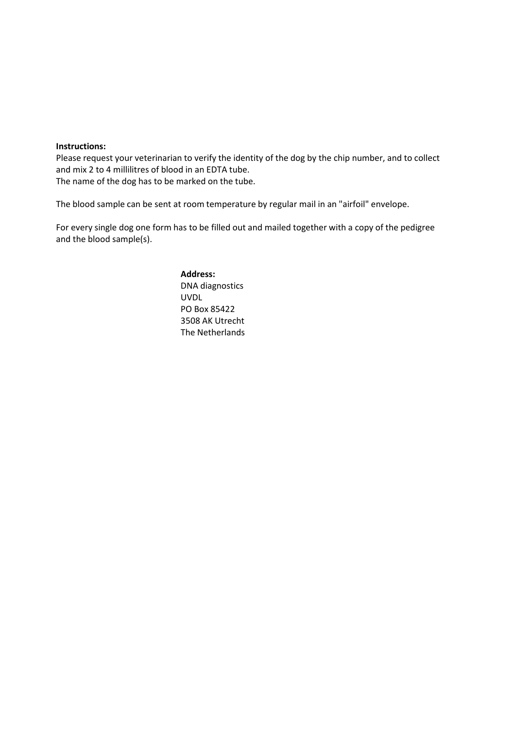**Instructions:**

Please request your veterinarian to verify the identity of the dog by the chip number, and to collect and mix 2 to 4 millilitres of blood in an EDTA tube.
The name of the dog has to be marked on the tube.

The blood sample can be sent at room temperature by regular mail in an "airfoil" envelope.

For every single dog one form has to be filled out and mailed together with a copy of the pedigree and the blood sample(s).

**Address:**
DNA diagnostics
UVDL
PO Box 85422
3508 AK Utrecht
The Netherlands